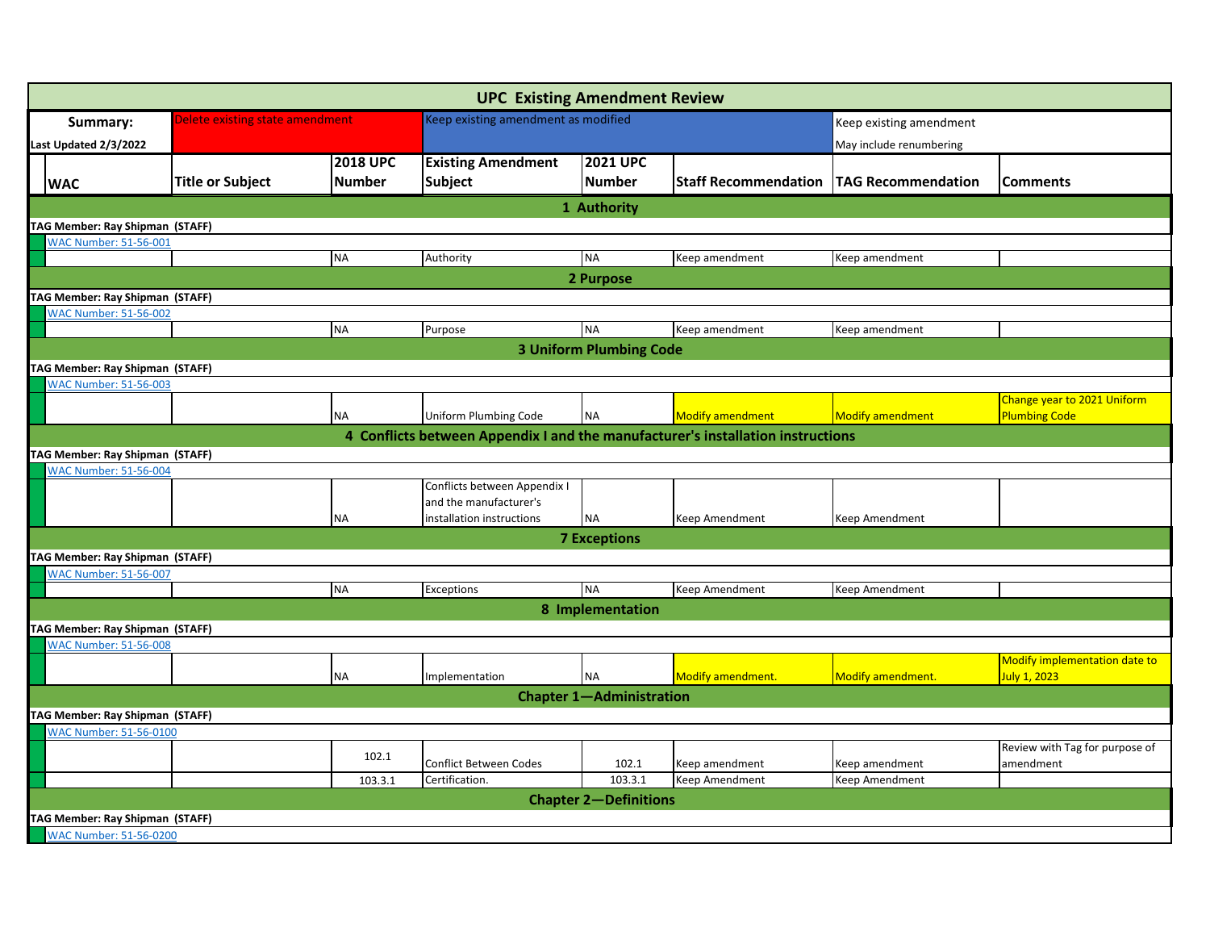# UPC Existing Amendment Review

| Summary: | Delete existing state amendment | Keep existing amendment as modified | Keep existing amendment May include renumbering |
|---|---|---|---|
| Last Updated 2/3/2022 | | | |

| WAC | Title or Subject | 2018 UPC Number | Existing Amendment Subject | 2021 UPC Number | Staff Recommendation | TAG Recommendation | Comments |
|---|---|---|---|---|---|---|---|
| **1 Authority** | | | | | | | |
| **TAG Member: Ray Shipman (STAFF)** | | | | | | | |
| WAC Number: 51-56-001 | | | | | | | |
| | | NA | Authority | NA | Keep amendment | Keep amendment | |
| **2 Purpose** | | | | | | | |
| **TAG Member: Ray Shipman (STAFF)** | | | | | | | |
| WAC Number: 51-56-002 | | | | | | | |
| | | NA | Purpose | NA | Keep amendment | Keep amendment | |
| **3 Uniform Plumbing Code** | | | | | | | |
| **TAG Member: Ray Shipman (STAFF)** | | | | | | | |
| WAC Number: 51-56-003 | | | | | | | |
| | | NA | Uniform Plumbing Code | NA | Modify amendment | Modify amendment | Change year to 2021 Uniform Plumbing Code |
| **4 Conflicts between Appendix I and the manufacturer's installation instructions** | | | | | | | |
| **TAG Member: Ray Shipman (STAFF)** | | | | | | | |
| WAC Number: 51-56-004 | | | | | | | |
| | | NA | Conflicts between Appendix I and the manufacturer's installation instructions | NA | Keep Amendment | Keep Amendment | |
| **7 Exceptions** | | | | | | | |
| **TAG Member: Ray Shipman (STAFF)** | | | | | | | |
| WAC Number: 51-56-007 | | | | | | | |
| | | NA | Exceptions | NA | Keep Amendment | Keep Amendment | |
| **8 Implementation** | | | | | | | |
| **TAG Member: Ray Shipman (STAFF)** | | | | | | | |
| WAC Number: 51-56-008 | | | | | | | |
| | | NA | Implementation | NA | Modify amendment. | Modify amendment. | Modify implementation date to July 1, 2023 |
| **Chapter 1—Administration** | | | | | | | |
| **TAG Member: Ray Shipman (STAFF)** | | | | | | | |
| WAC Number: 51-56-0100 | | | | | | | |
| | | 102.1 | Conflict Between Codes | 102.1 | Keep amendment | Keep amendment | Review with Tag for purpose of amendment |
| | | 103.3.1 | Certification. | 103.3.1 | Keep Amendment | Keep Amendment | |
| **Chapter 2—Definitions** | | | | | | | |
| **TAG Member: Ray Shipman (STAFF)** | | | | | | | |
| WAC Number: 51-56-0200 | | | | | | | |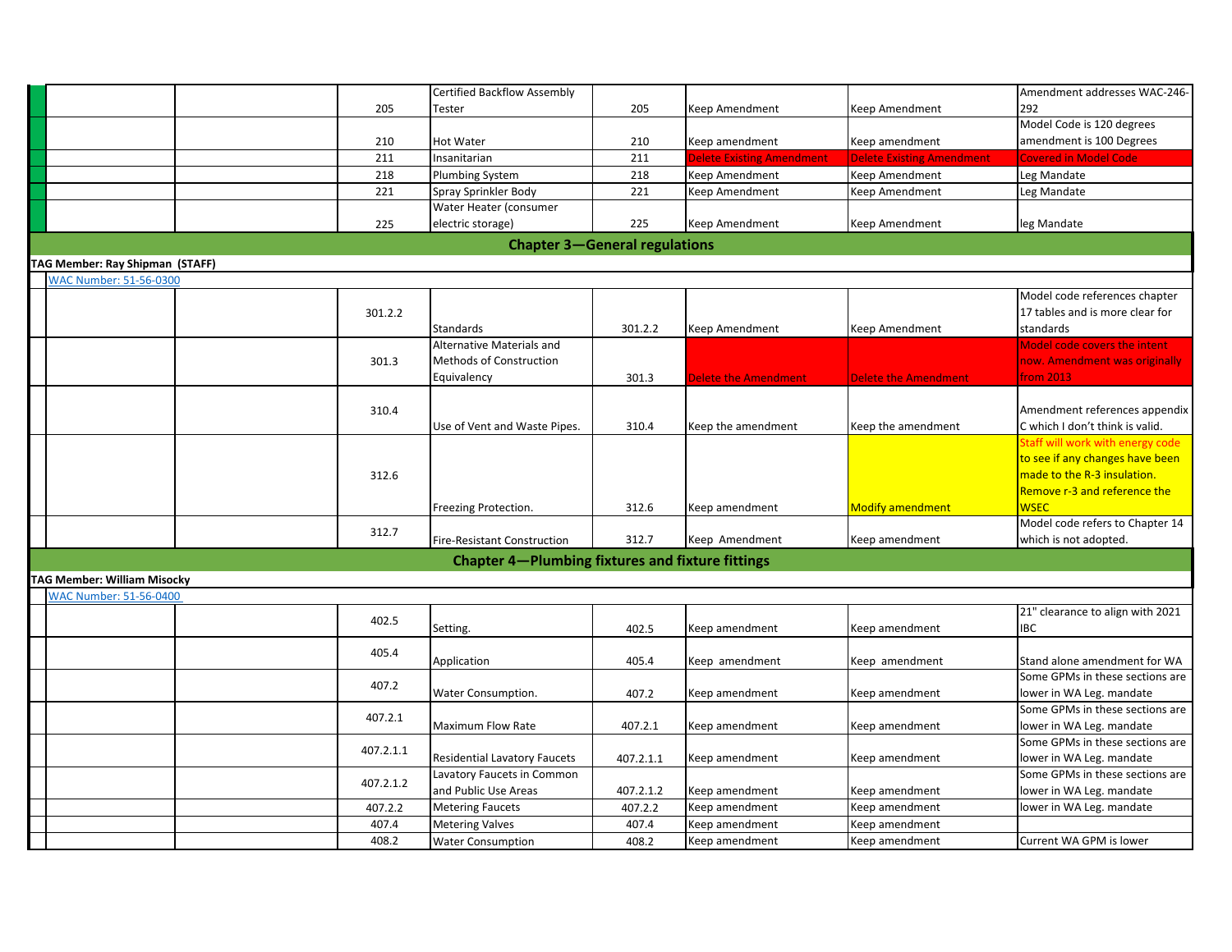| | | | | | | | | |
|---|---|---|---|---|---|---|---|---|
| | | | 205 | Certified Backflow Assembly Tester | 205 | Keep Amendment | Keep Amendment | Amendment addresses WAC-246-292 |
| | | | 210 | Hot Water | 210 | Keep amendment | Keep amendment | Model Code is 120 degrees amendment is 100 Degrees |
| | | | 211 | Insanitarian | 211 | Delete Existing Amendment | Delete Existing Amendment | Covered in Model Code |
| | | | 218 | Plumbing System | 218 | Keep Amendment | Keep Amendment | Leg Mandate |
| | | | 221 | Spray Sprinkler Body | 221 | Keep Amendment | Keep Amendment | Leg Mandate |
| | | | 225 | Water Heater (consumer electric storage) | 225 | Keep Amendment | Keep Amendment | leg Mandate |
| **Chapter 3—General regulations** | | | | | | | | |
| **TAG Member: Ray Shipman (STAFF)** | | | | | | | | |
| | WAC Number: 51-56-0300 | | | | | | | |
| | | | 301.2.2 | Standards | 301.2.2 | Keep Amendment | Keep Amendment | Model code references chapter 17 tables and is more clear for standards |
| | | | 301.3 | Alternative Materials and Methods of Construction Equivalency | 301.3 | Delete the Amendment | Delete the Amendment | Model code covers the intent now. Amendment was originally from 2013 |
| | | | 310.4 | Use of Vent and Waste Pipes. | 310.4 | Keep the amendment | Keep the amendment | Amendment references appendix C which I don't think is valid. |
| | | | 312.6 | Freezing Protection. | 312.6 | Keep amendment | Modify amendment | Staff will work with energy code to see if any changes have been made to the R-3 insulation. Remove r-3 and reference the WSEC |
| | | | 312.7 | Fire-Resistant Construction | 312.7 | Keep Amendment | Keep amendment | Model code refers to Chapter 14 which is not adopted. |
| **Chapter 4—Plumbing fixtures and fixture fittings** | | | | | | | | |
| **TAG Member: William Misocky** | | | | | | | | |
| | WAC Number: 51-56-0400 | | | | | | | |
| | | | 402.5 | Setting. | 402.5 | Keep amendment | Keep amendment | 21" clearance to align with 2021 IBC |
| | | | 405.4 | Application | 405.4 | Keep amendment | Keep amendment | Stand alone amendment for WA |
| | | | 407.2 | Water Consumption. | 407.2 | Keep amendment | Keep amendment | Some GPMs in these sections are lower in WA Leg. mandate |
| | | | 407.2.1 | Maximum Flow Rate | 407.2.1 | Keep amendment | Keep amendment | Some GPMs in these sections are lower in WA Leg. mandate |
| | | | 407.2.1.1 | Residential Lavatory Faucets | 407.2.1.1 | Keep amendment | Keep amendment | Some GPMs in these sections are lower in WA Leg. mandate |
| | | | 407.2.1.2 | Lavatory Faucets in Common and Public Use Areas | 407.2.1.2 | Keep amendment | Keep amendment | Some GPMs in these sections are lower in WA Leg. mandate |
| | | | 407.2.2 | Metering Faucets | 407.2.2 | Keep amendment | Keep amendment | lower in WA Leg. mandate |
| | | | 407.4 | Metering Valves | 407.4 | Keep amendment | Keep amendment | |
| | | | 408.2 | Water Consumption | 408.2 | Keep amendment | Keep amendment | Current WA GPM is lower |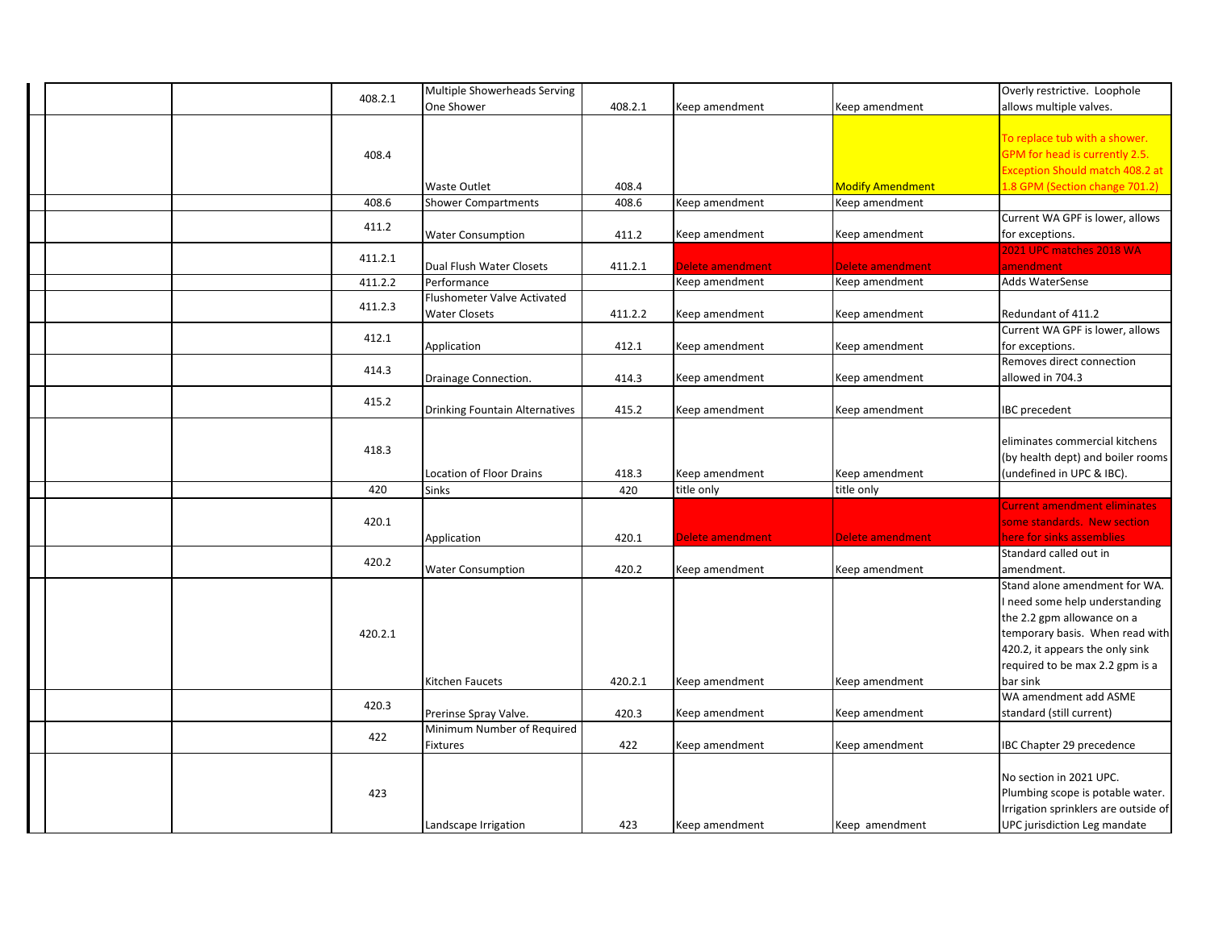| | | | | | | | |
|---|---|---|---|---|---|---|---|
| | | 408.2.1 | Multiple Showerheads Serving One Shower | 408.2.1 | Keep amendment | Keep amendment | Overly restrictive. Loophole allows multiple valves. |
| | | 408.4 | Waste Outlet | 408.4 | | Modify Amendment | To replace tub with a shower. GPM for head is currently 2.5. Exception Should match 408.2 at 1.8 GPM (Section change 701.2) |
| | | 408.6 | Shower Compartments | 408.6 | Keep amendment | Keep amendment | |
| | | 411.2 | Water Consumption | 411.2 | Keep amendment | Keep amendment | Current WA GPF is lower, allows for exceptions. |
| | | 411.2.1 | Dual Flush Water Closets | 411.2.1 | Delete amendment | Delete amendment | 2021 UPC matches 2018 WA amendment |
| | | 411.2.2 | Performance | | Keep amendment | Keep amendment | Adds WaterSense |
| | | 411.2.3 | Flushometer Valve Activated Water Closets | 411.2.2 | Keep amendment | Keep amendment | Redundant of 411.2 |
| | | 412.1 | Application | 412.1 | Keep amendment | Keep amendment | Current WA GPF is lower, allows for exceptions. |
| | | 414.3 | Drainage Connection. | 414.3 | Keep amendment | Keep amendment | Removes direct connection allowed in 704.3 |
| | | 415.2 | Drinking Fountain Alternatives | 415.2 | Keep amendment | Keep amendment | IBC precedent |
| | | 418.3 | Location of Floor Drains | 418.3 | Keep amendment | Keep amendment | eliminates commercial kitchens (by health dept) and boiler rooms (undefined in UPC & IBC). |
| | | 420 | Sinks | 420 | title only | title only | |
| | | 420.1 | Application | 420.1 | Delete amendment | Delete amendment | Current amendment eliminates some standards. New section here for sinks assemblies |
| | | 420.2 | Water Consumption | 420.2 | Keep amendment | Keep amendment | Standard called out in amendment. |
| | | 420.2.1 | Kitchen Faucets | 420.2.1 | Keep amendment | Keep amendment | Stand alone amendment for WA. I need some help understanding the 2.2 gpm allowance on a temporary basis. When read with 420.2, it appears the only sink required to be max 2.2 gpm is a bar sink |
| | | 420.3 | Prerinse Spray Valve. | 420.3 | Keep amendment | Keep amendment | WA amendment add ASME standard (still current) |
| | | 422 | Minimum Number of Required Fixtures | 422 | Keep amendment | Keep amendment | IBC Chapter 29 precedence |
| | | 423 | Landscape Irrigation | 423 | Keep amendment | Keep amendment | No section in 2021 UPC. Plumbing scope is potable water. Irrigation sprinklers are outside of UPC jurisdiction Leg mandate |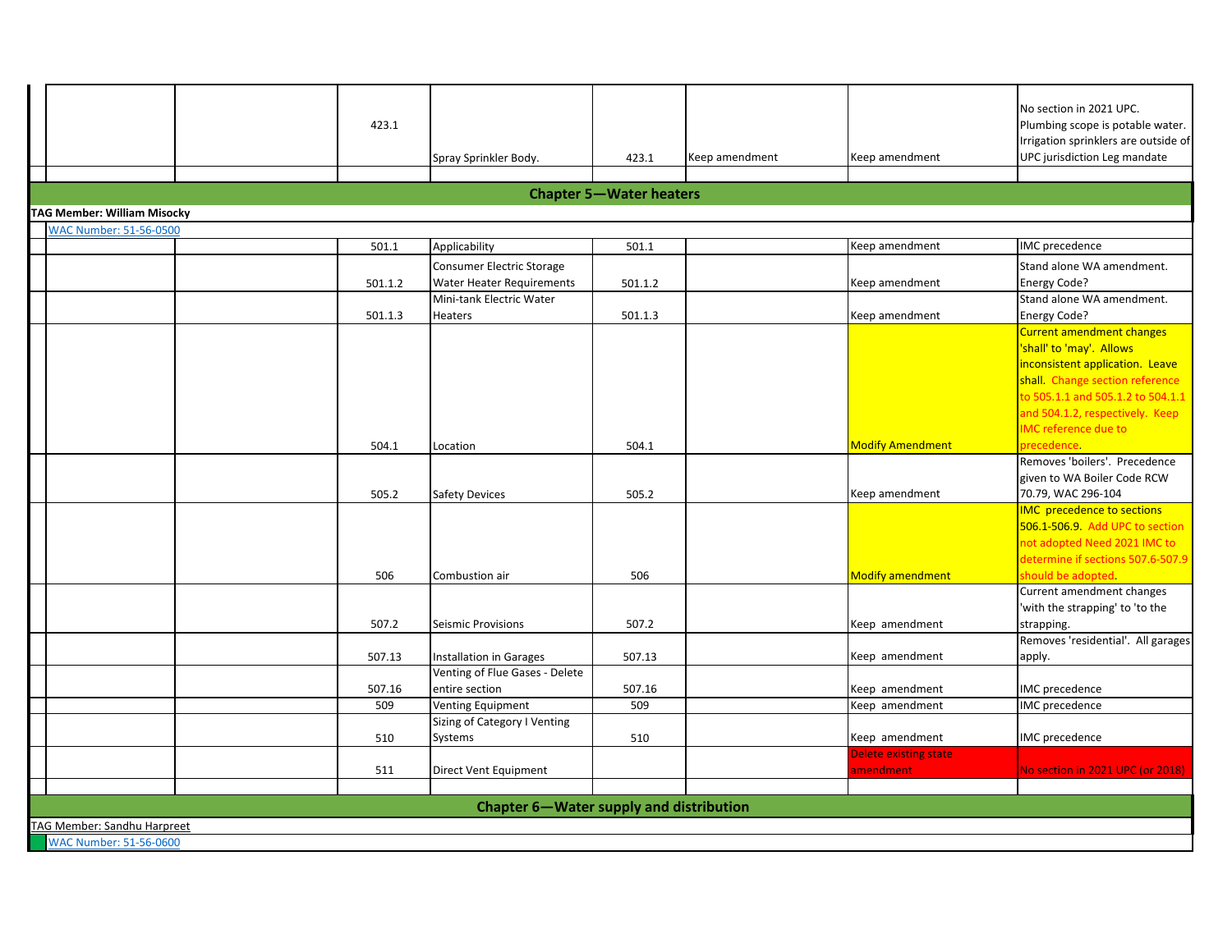| | | | | | | | |
|---|---|---|---|---|---|---|---|
| | | 423.1 | Spray Sprinkler Body. | 423.1 | Keep amendment | Keep amendment | No section in 2021 UPC. Plumbing scope is potable water. Irrigation sprinklers are outside of UPC jurisdiction Leg mandate |
| | | | | | | | |
| **Chapter 5—Water heaters** | | | | | | | |
| **TAG Member: William Misocky** | | | | | | | |
| WAC Number: 51-56-0500 | | | | | | | |
| | | 501.1 | Applicability | 501.1 | | Keep amendment | IMC precedence |
| | | 501.1.2 | Consumer Electric Storage Water Heater Requirements | 501.1.2 | | Keep amendment | Stand alone WA amendment. Energy Code? |
| | | 501.1.3 | Mini-tank Electric Water Heaters | 501.1.3 | | Keep amendment | Stand alone WA amendment. Energy Code? |
| | | 504.1 | Location | 504.1 | | Modify Amendment | Current amendment changes 'shall' to 'may'. Allows inconsistent application. Leave shall. Change section reference to 505.1.1 and 505.1.2 to 504.1.1 and 504.1.2, respectively. Keep IMC reference due to precedence. |
| | | 505.2 | Safety Devices | 505.2 | | Keep amendment | Removes 'boilers'. Precedence given to WA Boiler Code RCW 70.79, WAC 296-104 |
| | | 506 | Combustion air | 506 | | Modify amendment | IMC precedence to sections 506.1-506.9. Add UPC to section not adopted Need 2021 IMC to determine if sections 507.6-507.9 should be adopted. |
| | | 507.2 | Seismic Provisions | 507.2 | | Keep amendment | Current amendment changes 'with the strapping' to 'to the strapping. |
| | | 507.13 | Installation in Garages | 507.13 | | Keep amendment | Removes 'residential'. All garages apply. |
| | | 507.16 | Venting of Flue Gases - Delete entire section | 507.16 | | Keep amendment | IMC precedence |
| | | 509 | Venting Equipment | 509 | | Keep amendment | IMC precedence |
| | | 510 | Sizing of Category I Venting Systems | 510 | | Keep amendment | IMC precedence |
| | | 511 | Direct Vent Equipment | | | Delete existing state amendment | No section in 2021 UPC (or 2018) |
| | | | | | | | |
| **Chapter 6—Water supply and distribution** | | | | | | | |
| TAG Member: Sandhu Harpreet | | | | | | | |
| WAC Number: 51-56-0600 | | | | | | | |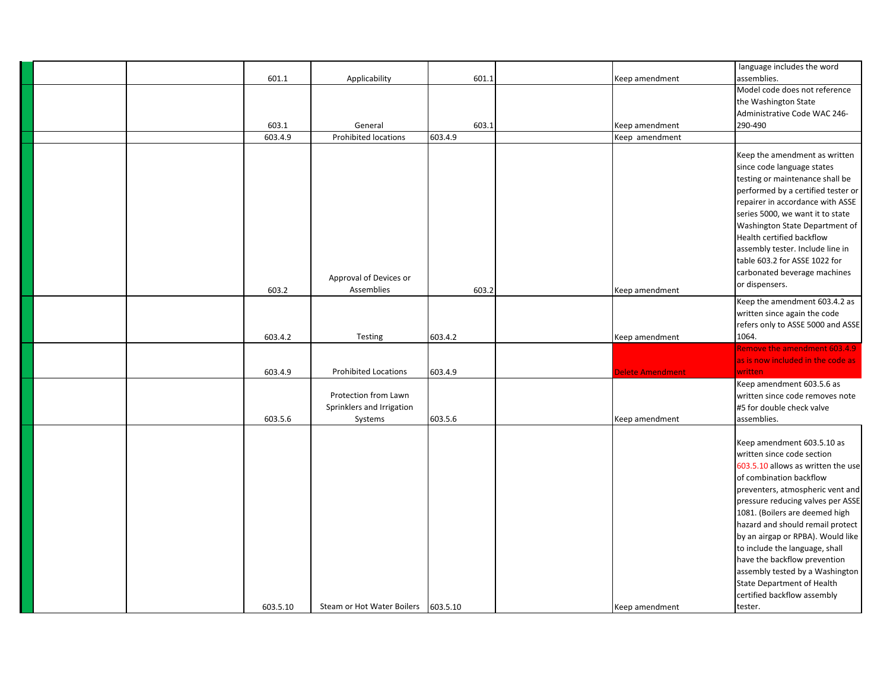| | | | | | | | |
|---|---|---|---|---|---|---|---|
| | | | 601.1 | Applicability | 601.1 | | Keep amendment | language includes the word assemblies. |
| | | | 603.1 | General | 603.1 | | Keep amendment | Model code does not reference the Washington State Administrative Code WAC 246-290-490 |
| | | | 603.4.9 | Prohibited locations | 603.4.9 | | Keep amendment | |
| | | | 603.2 | Approval of Devices or Assemblies | 603.2 | | Keep amendment | Keep the amendment as written since code language states testing or maintenance shall be performed by a certified tester or repairer in accordance with ASSE series 5000, we want it to state Washington State Department of Health certified backflow assembly tester. Include line in table 603.2 for ASSE 1022 for carbonated beverage machines or dispensers. |
| | | | 603.4.2 | Testing | 603.4.2 | | Keep amendment | Keep the amendment 603.4.2 as written since again the code refers only to ASSE 5000 and ASSE 1064. |
| | | | 603.4.9 | Prohibited Locations | 603.4.9 | | Delete Amendment | Remove the amendment 603.4.9 as is now included in the code as written |
| | | | 603.5.6 | Protection from Lawn Sprinklers and Irrigation Systems | 603.5.6 | | Keep amendment | Keep amendment 603.5.6 as written since code removes note #5 for double check valve assemblies. |
| | | | 603.5.10 | Steam or Hot Water Boilers | 603.5.10 | | Keep amendment | Keep amendment 603.5.10 as written since code section 603.5.10 allows as written the use of combination backflow preventers, atmospheric vent and pressure reducing valves per ASSE 1081. (Boilers are deemed high hazard and should remail protect by an airgap or RPBA). Would like to include the language, shall have the backflow prevention assembly tested by a Washington State Department of Health certified backflow assembly tester. |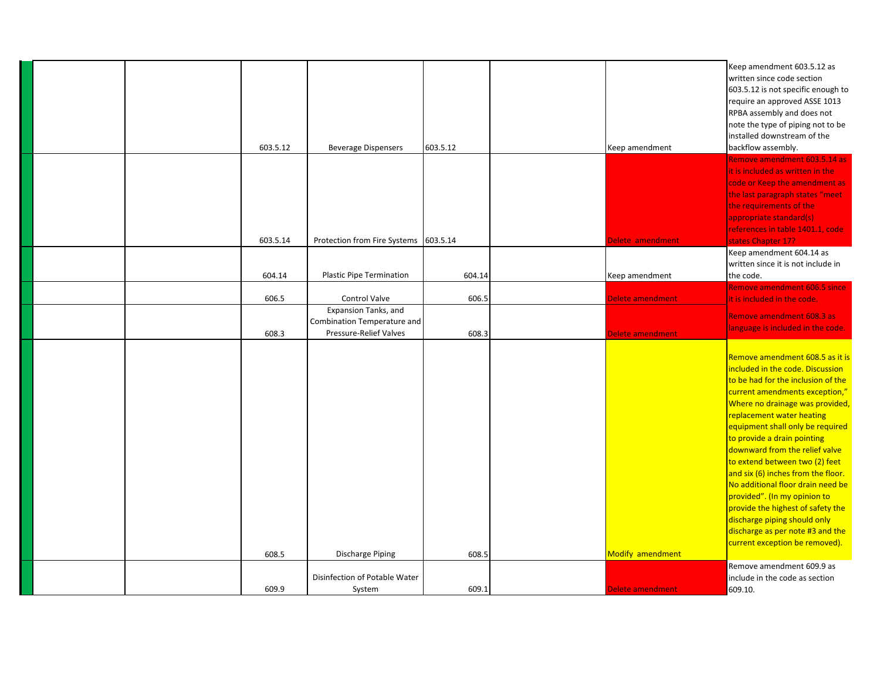| | | | | | | | |
|---|---|---|---|---|---|---|---|
| | | 603.5.12 | Beverage Dispensers | 603.5.12 | | Keep amendment | Keep amendment 603.5.12 as written since code section 603.5.12 is not specific enough to require an approved ASSE 1013 RPBA assembly and does not note the type of piping not to be installed downstream of the backflow assembly. |
| | | 603.5.14 | Protection from Fire Systems | 603.5.14 | | Delete amendment | Remove amendment 603.5.14 as it is included as written in the code or Keep the amendment as the last paragraph states "meet the requirements of the appropriate standard(s) references in table 1401.1, code states Chapter 17? |
| | | 604.14 | Plastic Pipe Termination | 604.14 | | Keep amendment | Keep amendment 604.14 as written since it is not include in the code. |
| | | 606.5 | Control Valve | 606.5 | | Delete amendment | Remove amendment 606.5 since it is included in the code. |
| | | 608.3 | Expansion Tanks, and Combination Temperature and Pressure-Relief Valves | 608.3 | | Delete amendment | Remove amendment 608.3 as language is included in the code. |
| | | 608.5 | Discharge Piping | 608.5 | | Modify amendment | Remove amendment 608.5 as it is included in the code. Discussion to be had for the inclusion of the current amendments exception," Where no drainage was provided, replacement water heating equipment shall only be required to provide a drain pointing downward from the relief valve to extend between two (2) feet and six (6) inches from the floor. No additional floor drain need be provided". (In my opinion to provide the highest of safety the discharge piping should only discharge as per note #3 and the current exception be removed). |
| | | 609.9 | Disinfection of Potable Water System | 609.1 | | Delete amendment | Remove amendment 609.9 as include in the code as section 609.10. |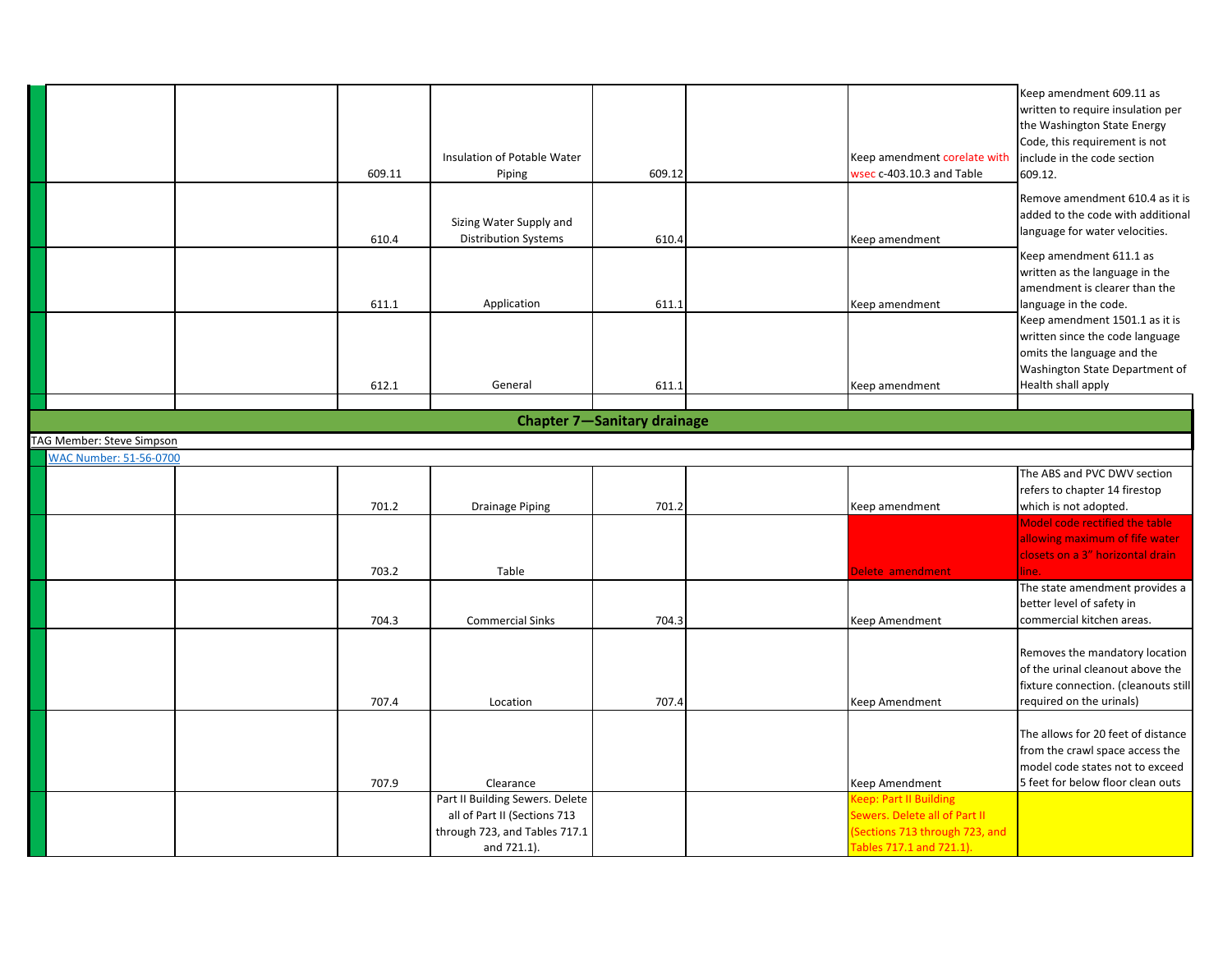| | | | | | | | |
|---|---|---|---|---|---|---|---|
| | | 609.11 | Insulation of Potable Water Piping | 609.12 | | Keep amendment corelate with wsec c-403.10.3 and Table | Keep amendment 609.11 as written to require insulation per the Washington State Energy Code, this requirement is not include in the code section 609.12. |
| | | 610.4 | Sizing Water Supply and Distribution Systems | 610.4 | | Keep amendment | Remove amendment 610.4 as it is added to the code with additional language for water velocities. |
| | | 611.1 | Application | 611.1 | | Keep amendment | Keep amendment 611.1 as written as the language in the amendment is clearer than the language in the code. |
| | | 612.1 | General | 611.1 | | Keep amendment | Keep amendment 1501.1 as it is written since the code language omits the language and the Washington State Department of Health shall apply |

## Chapter 7—Sanitary drainage

TAG Member: Steve Simpson

WAC Number: 51-56-0700

| | | | | | | | |
|---|---|---|---|---|---|---|---|
| | | 701.2 | Drainage Piping | 701.2 | | Keep amendment | The ABS and PVC DWV section refers to chapter 14 firestop which is not adopted. |
| | | 703.2 | Table | | | Delete amendment | Model code rectified the table allowing maximum of fife water closets on a 3" horizontal drain line. |
| | | 704.3 | Commercial Sinks | 704.3 | | Keep Amendment | The state amendment provides a better level of safety in commercial kitchen areas. |
| | | 707.4 | Location | 707.4 | | Keep Amendment | Removes the mandatory location of the urinal cleanout above the fixture connection. (cleanouts still required on the urinals) |
| | | 707.9 | Clearance | | | Keep Amendment | The allows for 20 feet of distance from the crawl space access the model code states not to exceed 5 feet for below floor clean outs |
| | | | Part II Building Sewers. Delete all of Part II (Sections 713 through 723, and Tables 717.1 and 721.1). | | | Keep: Part II Building Sewers. Delete all of Part II (Sections 713 through 723, and Tables 717.1 and 721.1). | |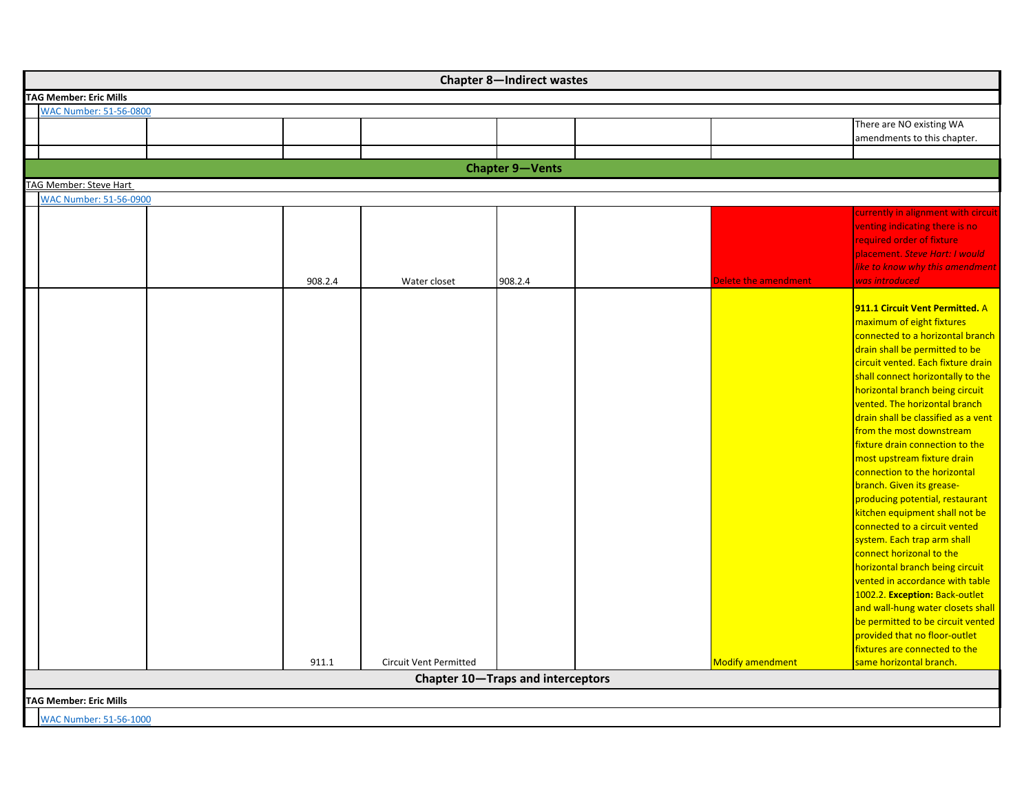| | | | | | | | |
|---|---|---|---|---|---|---|---|
| **Chapter 8—Indirect wastes** | | | | | | | |
| **TAG Member: Eric Mills** | | | | | | | |
| WAC Number: 51-56-0800 | | | | | | | |
| | | | | | | | There are NO existing WA amendments to this chapter. |
| | | | | | | | |
| **Chapter 9—Vents** | | | | | | | |
| TAG Member: Steve Hart | | | | | | | |
| WAC Number: 51-56-0900 | | | | | | | |
| | | 908.2.4 | Water closet | 908.2.4 | | Delete the amendment | currently in alignment with circuit venting indicating there is no required order of fixture placement. *Steve Hart: I would like to know why this amendment was introduced* |
| | | 911.1 | Circuit Vent Permitted | | | Modify amendment | **911.1 Circuit Vent Permitted.** A maximum of eight fixtures connected to a horizontal branch drain shall be permitted to be circuit vented. Each fixture drain shall connect horizontally to the horizontal branch being circuit vented. The horizontal branch drain shall be classified as a vent from the most downstream fixture drain connection to the most upstream fixture drain connection to the horizontal branch. Given its grease-producing potential, restaurant kitchen equipment shall not be connected to a circuit vented system. Each trap arm shall connect horizonal to the horizontal branch being circuit vented in accordance with table 1002.2. **Exception:** Back-outlet and wall-hung water closets shall be permitted to be circuit vented provided that no floor-outlet fixtures are connected to the same horizontal branch. |
| **Chapter 10—Traps and interceptors** | | | | | | | |
| **TAG Member: Eric Mills** | | | | | | | |
| WAC Number: 51-56-1000 | | | | | | | |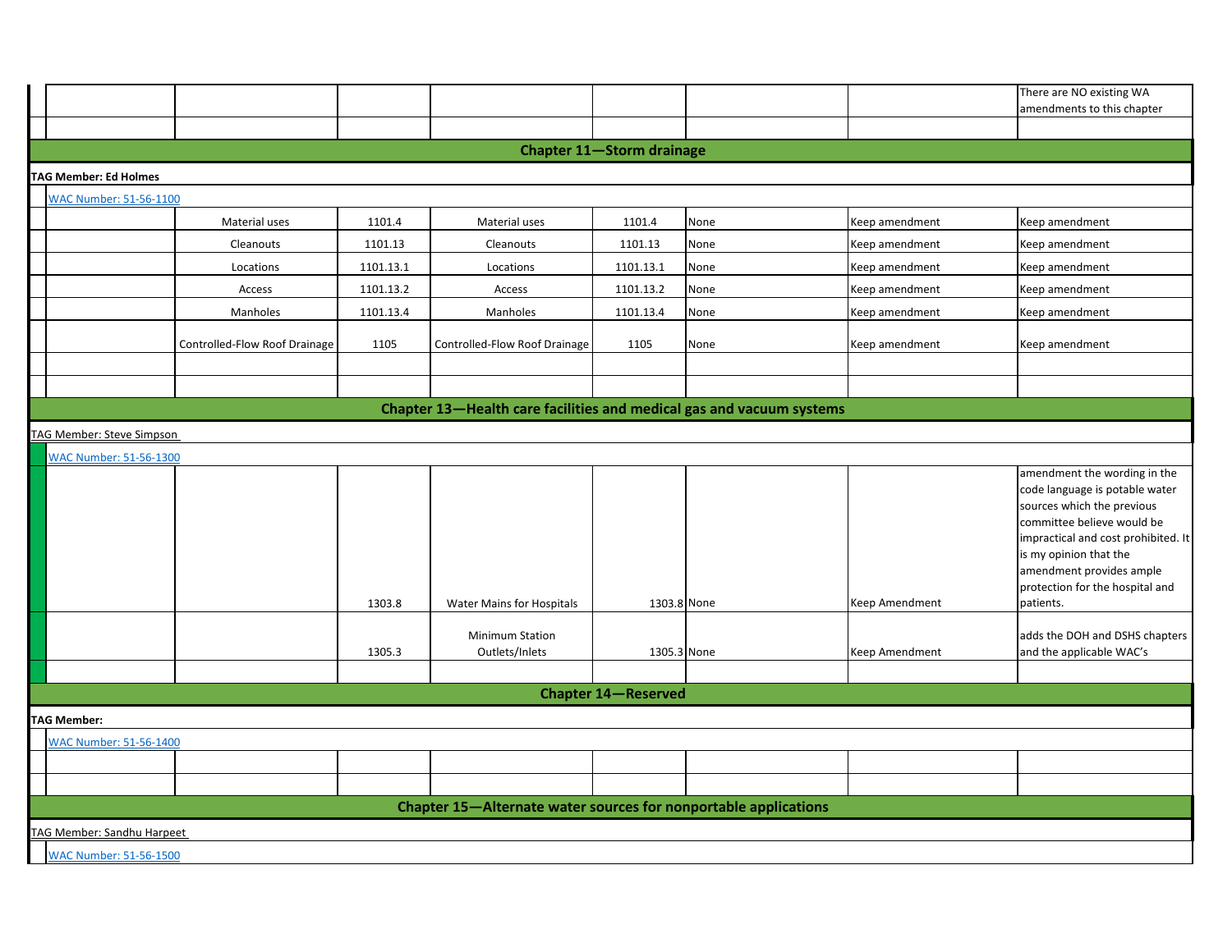| | | | | | | | |
|---|---|---|---|---|---|---|---|
| | | | | | | | There are NO existing WA amendments to this chapter |
| | | | | | | | |

**Chapter 11—Storm drainage**

**TAG Member: Ed Holmes**

WAC Number: 51-56-1100

| | | | | | | | |
|---|---|---|---|---|---|---|---|
| | Material uses | 1101.4 | Material uses | 1101.4 | None | Keep amendment | Keep amendment |
| | Cleanouts | 1101.13 | Cleanouts | 1101.13 | None | Keep amendment | Keep amendment |
| | Locations | 1101.13.1 | Locations | 1101.13.1 | None | Keep amendment | Keep amendment |
| | Access | 1101.13.2 | Access | 1101.13.2 | None | Keep amendment | Keep amendment |
| | Manholes | 1101.13.4 | Manholes | 1101.13.4 | None | Keep amendment | Keep amendment |
| | Controlled-Flow Roof Drainage | 1105 | Controlled-Flow Roof Drainage | 1105 | None | Keep amendment | Keep amendment |
| | | | | | | | |
| | | | | | | | |

**Chapter 13—Health care facilities and medical gas and vacuum systems**

TAG Member: Steve Simpson

WAC Number: 51-56-1300

| | | | | | | | |
|---|---|---|---|---|---|---|---|
| | | 1303.8 | Water Mains for Hospitals | 1303.8 | None | Keep Amendment | amendment the wording in the code language is potable water sources which the previous committee believe would be impractical and cost prohibited. It is my opinion that the amendment provides ample protection for the hospital and patients. |
| | | 1305.3 | Minimum Station Outlets/Inlets | 1305.3 | None | Keep Amendment | adds the DOH and DSHS chapters and the applicable WAC's |
| | | | | | | | |

**Chapter 14—Reserved**

**TAG Member:**

WAC Number: 51-56-1400

| | | | | | | | |
|---|---|---|---|---|---|---|---|
| | | | | | | | |
| | | | | | | | |

**Chapter 15—Alternate water sources for nonportable applications**

TAG Member: Sandhu Harpeet

WAC Number: 51-56-1500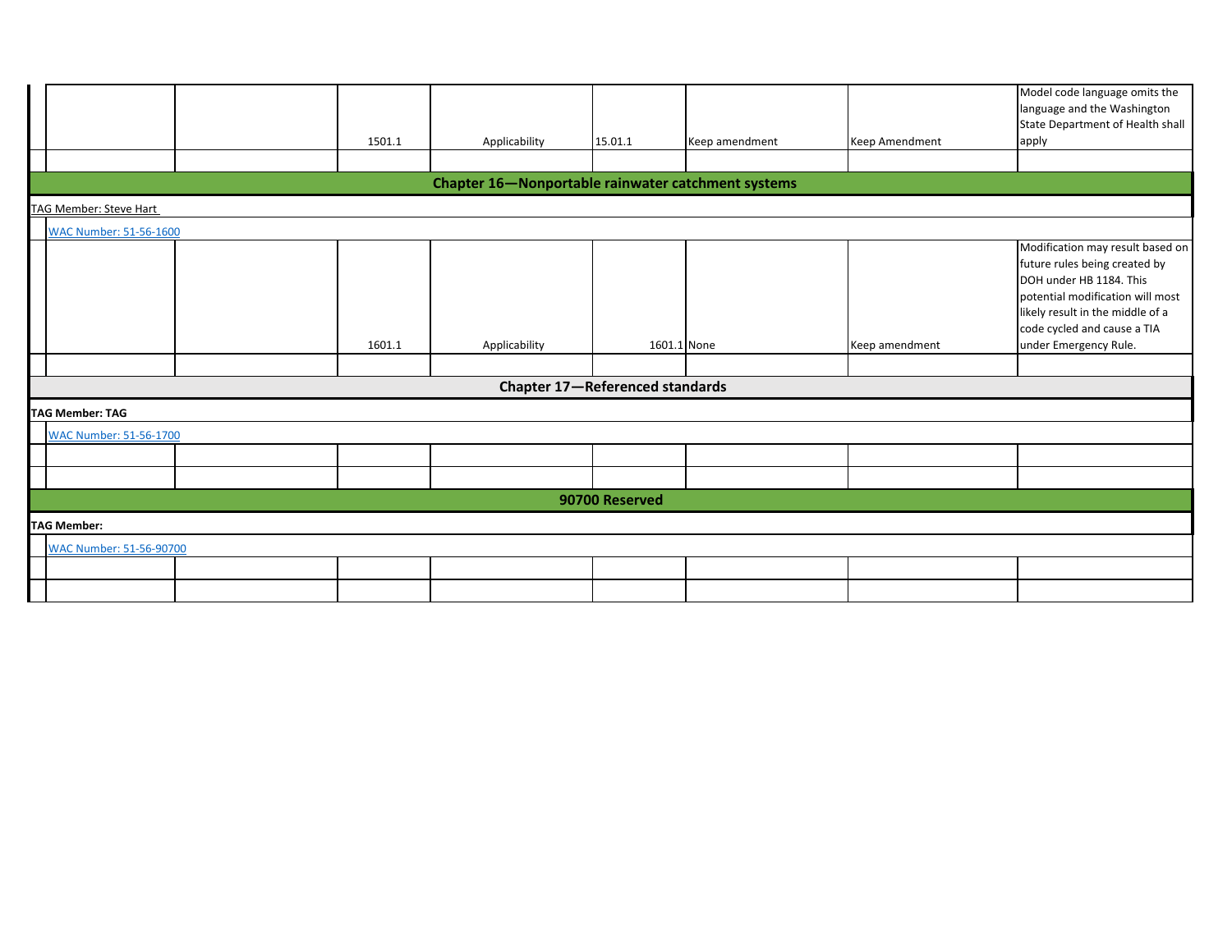| | | | | | | | | |
|---|---|---|---|---|---|---|---|---|
| | | | 1501.1 | Applicability | 15.01.1 | Keep amendment | Keep Amendment | Model code language omits the language and the Washington State Department of Health shall apply |
| | | | | | | | | |

## Chapter 16—Nonportable rainwater catchment systems

TAG Member: Steve Hart

WAC Number: 51-56-1600

| | | | | | | | | |
|---|---|---|---|---|---|---|---|---|
| | | | 1601.1 | Applicability | 1601.1 | None | Keep amendment | Modification may result based on future rules being created by DOH under HB 1184. This potential modification will most likely result in the middle of a code cycled and cause a TIA under Emergency Rule. |
| | | | | | | | | |

## Chapter 17—Referenced standards

**TAG Member: TAG**

WAC Number: 51-56-1700

| | | | | | | | | |
|---|---|---|---|---|---|---|---|---|
| | | | | | | | | |
| | | | | | | | | |

## 90700 Reserved

**TAG Member:**

WAC Number: 51-56-90700

| | | | | | | | | |
|---|---|---|---|---|---|---|---|---|
| | | | | | | | | |
| | | | | | | | | |